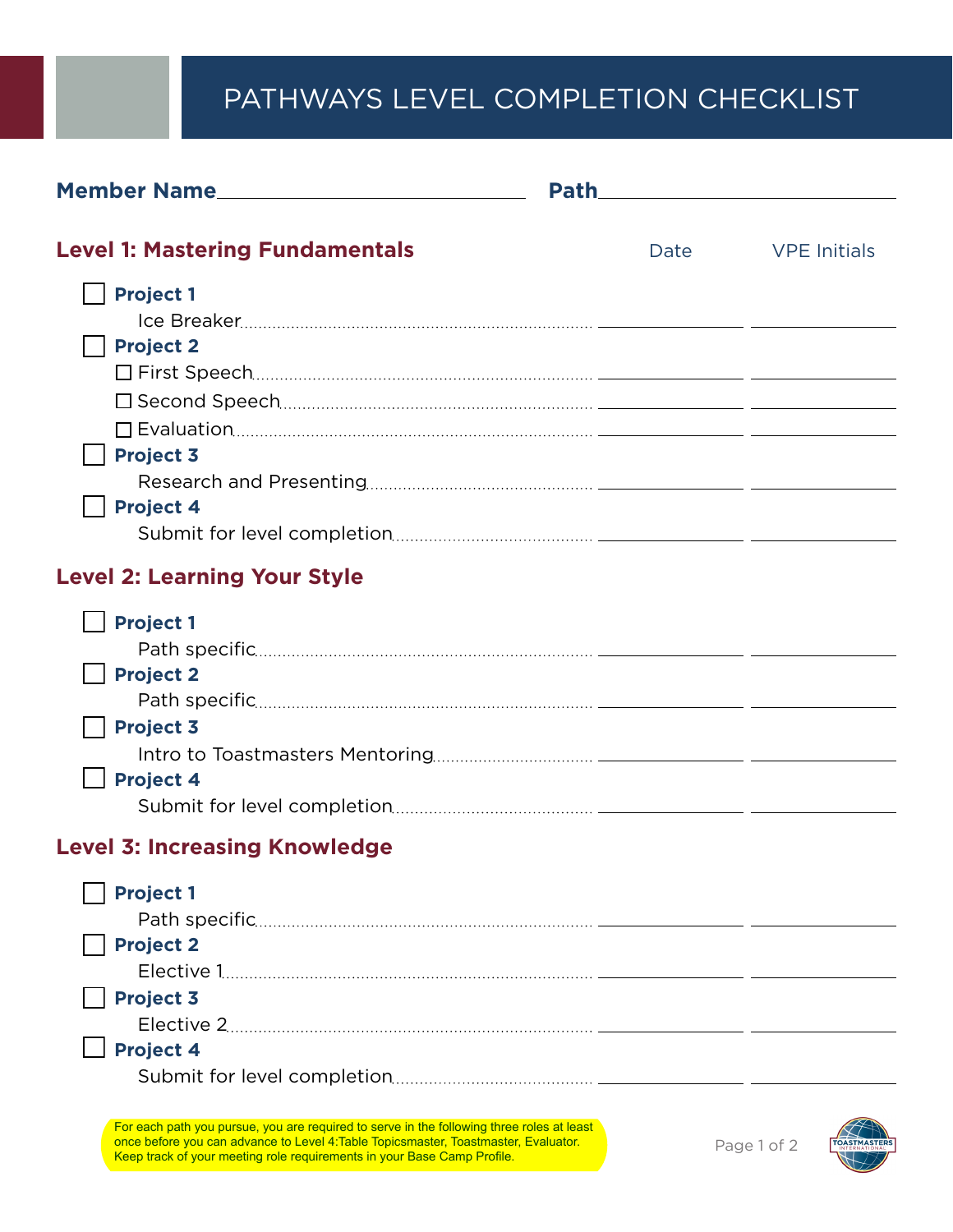# PATHWAYS LEVEL COMPLETION CHECKLIST

**Member Name** \_\_\_\_\_\_\_\_\_\_\_\_\_\_\_\_\_\_\_\_\_\_\_\_\_\_\_\_\_\_ **Path** \_\_\_\_\_\_\_\_\_\_\_\_\_\_\_\_\_\_\_\_\_\_\_\_\_\_\_\_\_\_

## Level 1: Mastering Fundamentals

| | Date | VPE Initials |
|---|---|---|
| ☐ **Project 1** | | |
| Ice Breaker | | |
| ☐ **Project 2** | | |
| ☐ First Speech | | |
| ☐ Second Speech | | |
| ☐ Evaluation | | |
| ☐ **Project 3** | | |
| Research and Presenting | | |
| ☐ **Project 4** | | |
| Submit for level completion | | |

## Level 2: Learning Your Style

| | Date | VPE Initials |
|---|---|---|
| ☐ **Project 1** | | |
| Path specific | | |
| ☐ **Project 2** | | |
| Path specific | | |
| ☐ **Project 3** | | |
| Intro to Toastmasters Mentoring | | |
| ☐ **Project 4** | | |
| Submit for level completion | | |

## Level 3: Increasing Knowledge

| | Date | VPE Initials |
|---|---|---|
| ☐ **Project 1** | | |
| Path specific | | |
| ☐ **Project 2** | | |
| Elective 1 | | |
| ☐ **Project 3** | | |
| Elective 2 | | |
| ☐ **Project 4** | | |
| Submit for level completion | | |

For each path you pursue, you are required to serve in the following three roles at least once before you can advance to Level 4:Table Topicsmaster, Toastmaster, Evaluator. Keep track of your meeting role requirements in your Base Camp Profile.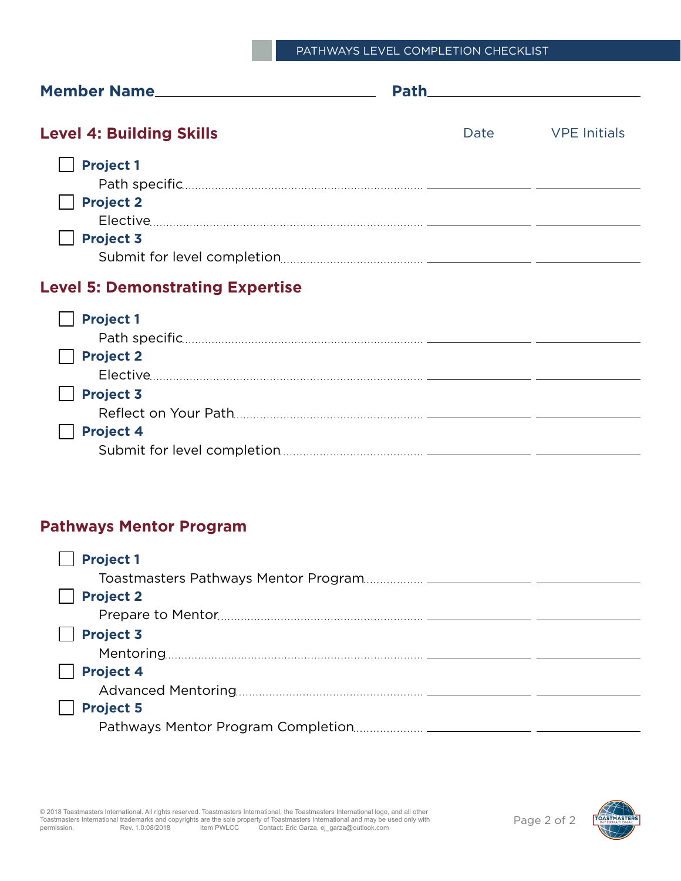PATHWAYS LEVEL COMPLETION CHECKLIST

**Member Name** ______________________ **Path** ______________________

## Level 4: Building Skills

| | Date | VPE Initials |
|---|---|---|
| ☐ **Project 1** Path specific | | |
| ☐ **Project 2** Elective | | |
| ☐ **Project 3** Submit for level completion | | |

## Level 5: Demonstrating Expertise

| | Date | VPE Initials |
|---|---|---|
| ☐ **Project 1** Path specific | | |
| ☐ **Project 2** Elective | | |
| ☐ **Project 3** Reflect on Your Path | | |
| ☐ **Project 4** Submit for level completion | | |

## Pathways Mentor Program

| | Date | VPE Initials |
|---|---|---|
| ☐ **Project 1** Toastmasters Pathways Mentor Program | | |
| ☐ **Project 2** Prepare to Mentor | | |
| ☐ **Project 3** Mentoring | | |
| ☐ **Project 4** Advanced Mentoring | | |
| ☐ **Project 5** Pathways Mentor Program Completion | | |

© 2018 Toastmasters International. All rights reserved. Toastmasters International, the Toastmasters International logo, and all other Toastmasters International trademarks and copyrights are the sole property of Toastmasters International and may be used only with permission. Rev. 1.0:08/2018 Item PWLCC Contact: Eric Garza, ej_garza@outlook.com